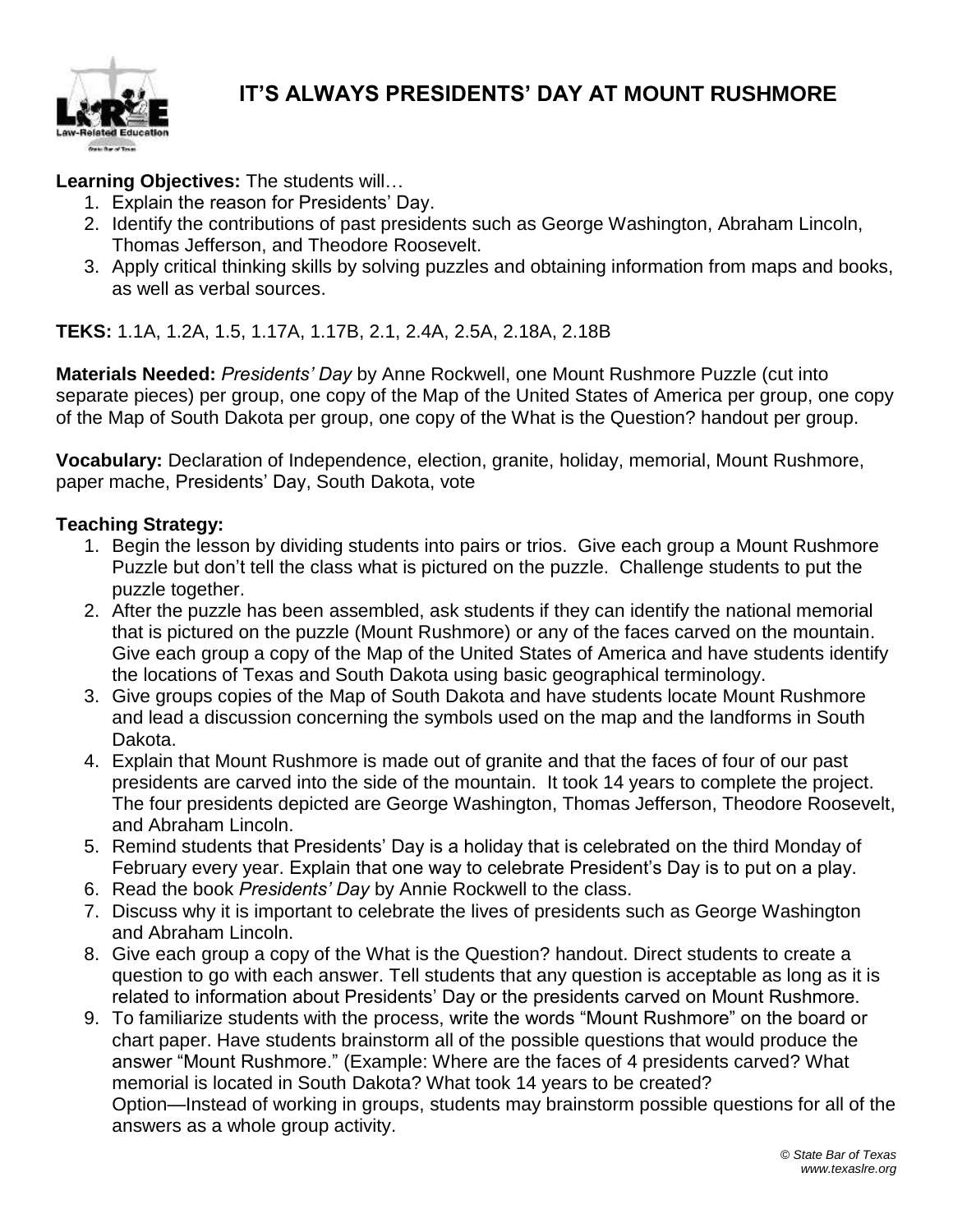# IT'S ALWAYS PRESIDENTS' DAY AT MOUNT RUSHMORE

**Learning Objectives:** The students will…

1. Explain the reason for Presidents' Day.
2. Identify the contributions of past presidents such as George Washington, Abraham Lincoln, Thomas Jefferson, and Theodore Roosevelt.
3. Apply critical thinking skills by solving puzzles and obtaining information from maps and books, as well as verbal sources.

**TEKS:** 1.1A, 1.2A, 1.5, 1.17A, 1.17B, 2.1, 2.4A, 2.5A, 2.18A, 2.18B

**Materials Needed:** *Presidents' Day* by Anne Rockwell, one Mount Rushmore Puzzle (cut into separate pieces) per group, one copy of the Map of the United States of America per group, one copy of the Map of South Dakota per group, one copy of the What is the Question? handout per group.

**Vocabulary:** Declaration of Independence, election, granite, holiday, memorial, Mount Rushmore, paper mache, Presidents' Day, South Dakota, vote

**Teaching Strategy:**

1. Begin the lesson by dividing students into pairs or trios. Give each group a Mount Rushmore Puzzle but don't tell the class what is pictured on the puzzle. Challenge students to put the puzzle together.
2. After the puzzle has been assembled, ask students if they can identify the national memorial that is pictured on the puzzle (Mount Rushmore) or any of the faces carved on the mountain. Give each group a copy of the Map of the United States of America and have students identify the locations of Texas and South Dakota using basic geographical terminology.
3. Give groups copies of the Map of South Dakota and have students locate Mount Rushmore and lead a discussion concerning the symbols used on the map and the landforms in South Dakota.
4. Explain that Mount Rushmore is made out of granite and that the faces of four of our past presidents are carved into the side of the mountain. It took 14 years to complete the project. The four presidents depicted are George Washington, Thomas Jefferson, Theodore Roosevelt, and Abraham Lincoln.
5. Remind students that Presidents' Day is a holiday that is celebrated on the third Monday of February every year. Explain that one way to celebrate President's Day is to put on a play.
6. Read the book *Presidents' Day* by Annie Rockwell to the class.
7. Discuss why it is important to celebrate the lives of presidents such as George Washington and Abraham Lincoln.
8. Give each group a copy of the What is the Question? handout. Direct students to create a question to go with each answer. Tell students that any question is acceptable as long as it is related to information about Presidents' Day or the presidents carved on Mount Rushmore.
9. To familiarize students with the process, write the words "Mount Rushmore" on the board or chart paper. Have students brainstorm all of the possible questions that would produce the answer "Mount Rushmore." (Example: Where are the faces of 4 presidents carved? What memorial is located in South Dakota? What took 14 years to be created?
   Option—Instead of working in groups, students may brainstorm possible questions for all of the answers as a whole group activity.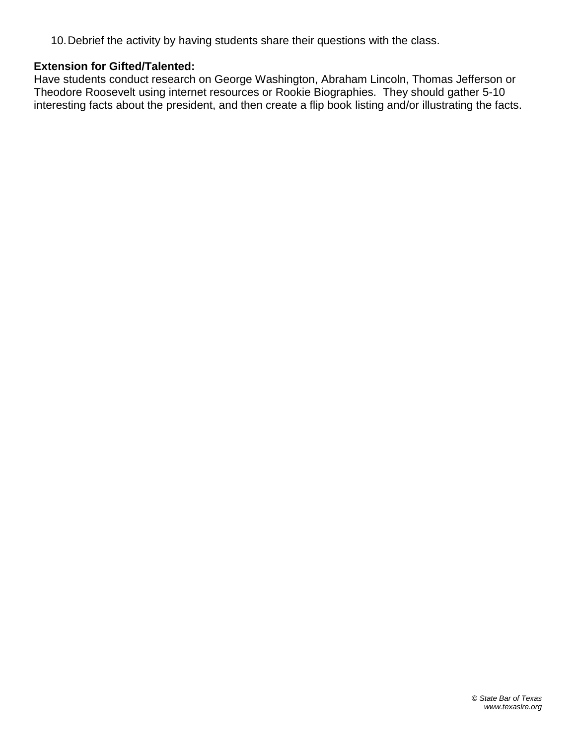10. Debrief the activity by having students share their questions with the class.

**Extension for Gifted/Talented:**
Have students conduct research on George Washington, Abraham Lincoln, Thomas Jefferson or Theodore Roosevelt using internet resources or Rookie Biographies. They should gather 5-10 interesting facts about the president, and then create a flip book listing and/or illustrating the facts.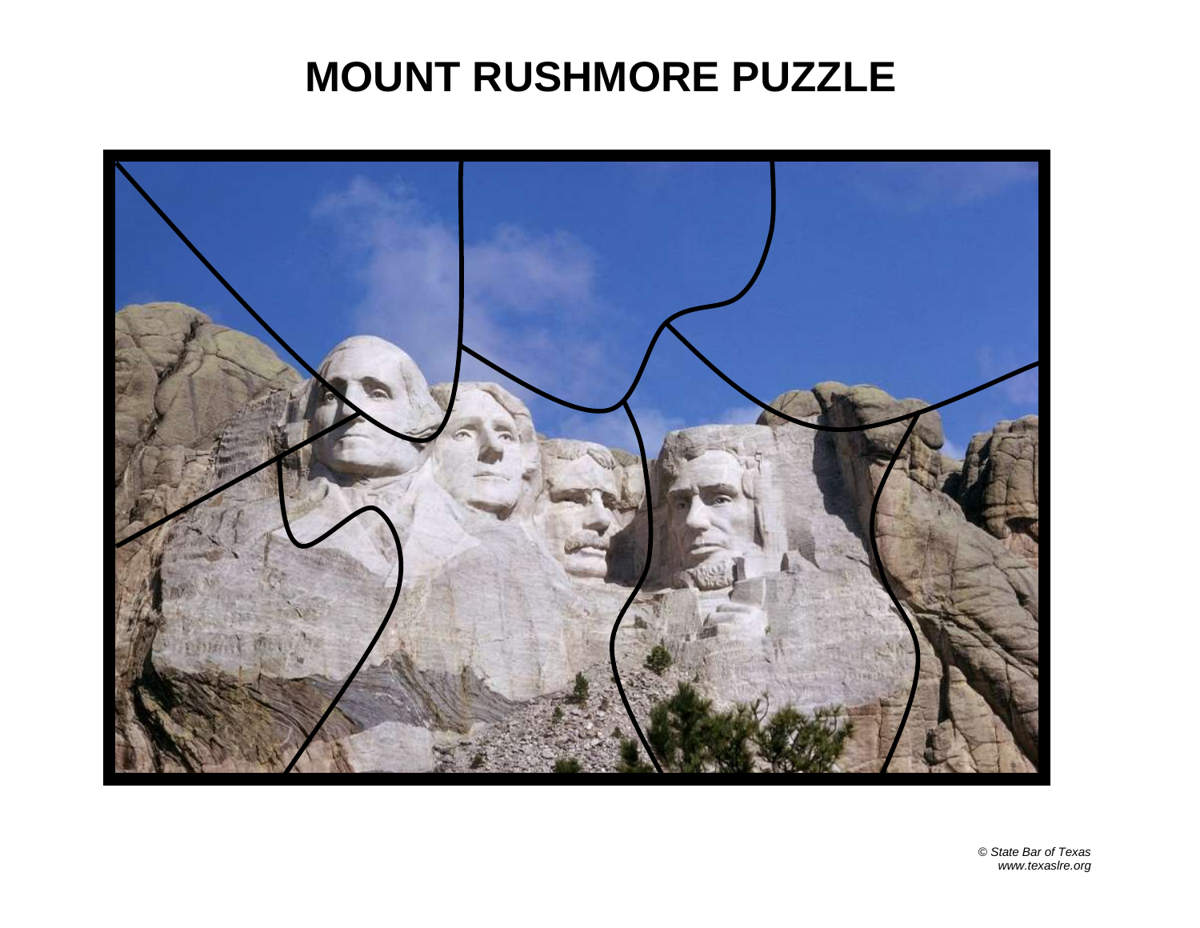# MOUNT RUSHMORE PUZZLE

*© State Bar of Texas*
*www.texaslre.org*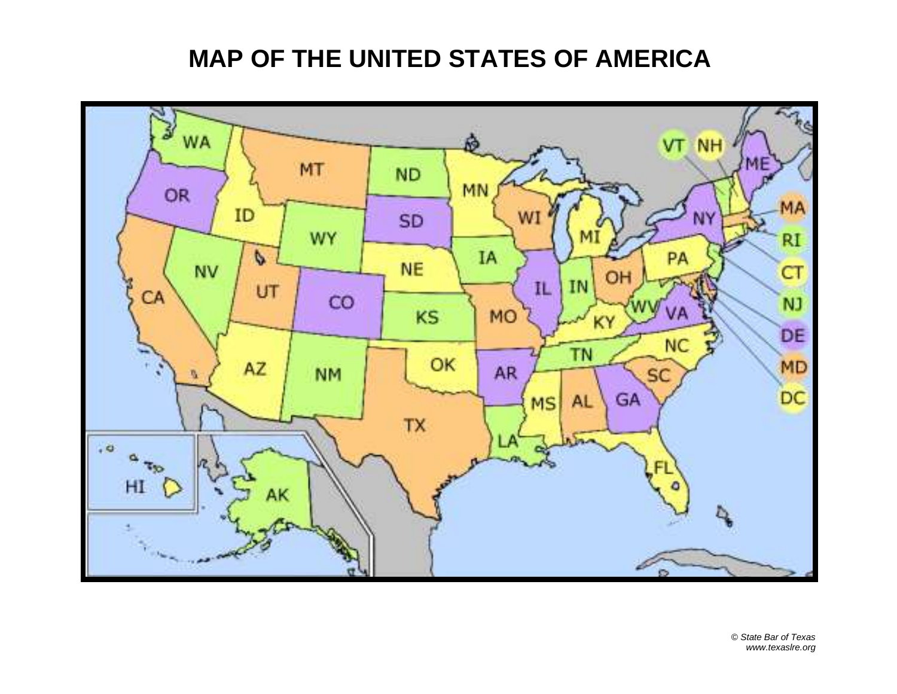# MAP OF THE UNITED STATES OF AMERICA

WA MT ND MN VT NH ME OR ID SD WI MI NY MA WY IA PA RI NV NE IL IN OH CT CA UT CO KS MO KY WV VA NJ TN NC DE AZ NM OK AR SC MD MS AL GA DC TX LA FL HI AK

*© State Bar of Texas*
*www.texaslre.org*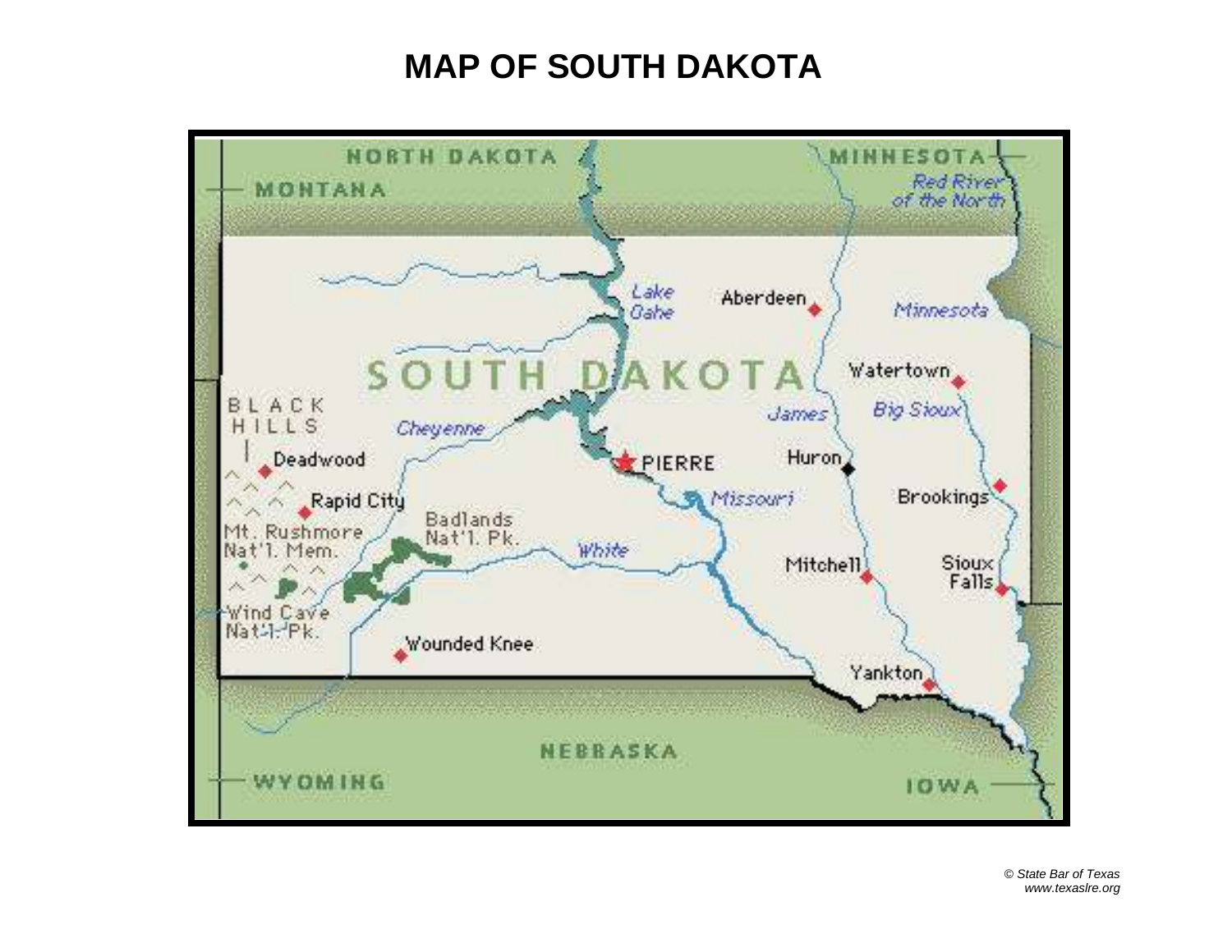# MAP OF SOUTH DAKOTA

NORTH DAKOTA

MONTANA

MINNESOTA

Red River of the North

Lake Oahe

Aberdeen

Minnesota

SOUTH DAKOTA

Watertown

BLACK HILLS

Cheyenne

James

Big Sioux

Deadwood

PIERRE

Huron

Rapid City

Missouri

Brookings

Badlands Nat'l. Pk.

Mt. Rushmore Nat'l. Mem.

White

Mitchell

Sioux Falls

Wind Cave Nat'l. Pk.

Wounded Knee

Yankton

NEBRASKA

WYOMING

IOWA

*© State Bar of Texas*
*www.texaslre.org*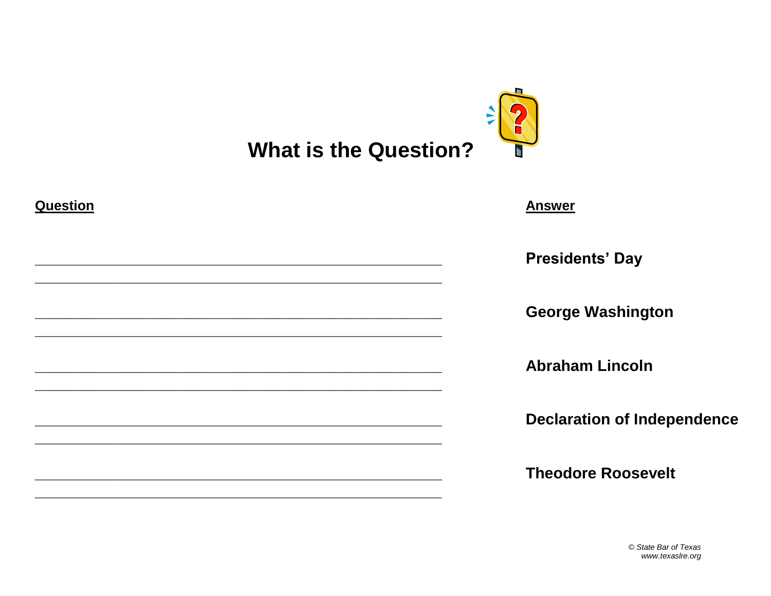# What is the Question?

| **Question** | **Answer** |
| --- | --- |
| ______________________________________________________ ______________________________________________________ | **Presidents' Day** |
| ______________________________________________________ ______________________________________________________ | **George Washington** |
| ______________________________________________________ ______________________________________________________ | **Abraham Lincoln** |
| ______________________________________________________ ______________________________________________________ | **Declaration of Independence** |
| ______________________________________________________ ______________________________________________________ | **Theodore Roosevelt** |

*© State Bar of Texas*
*www.texaslre.org*